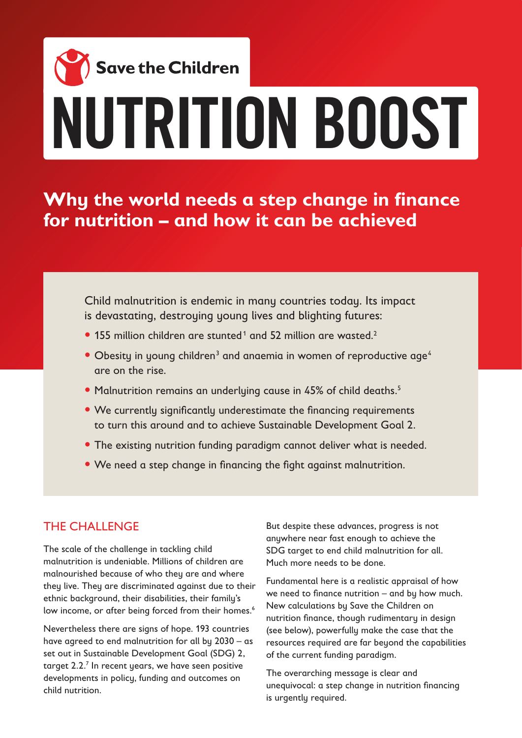Save the Children

# NUTRITION BOOST

## Why the world needs a step change in finance for nutrition – and how it can be achieved

Child malnutrition is endemic in many countries today. Its impact is devastating, destroying young lives and blighting futures:

- 155 million children are stunted[1] and 52 million are wasted.[2]
- Obesity in young children[3] and anaemia in women of reproductive age[4] are on the rise.
- Malnutrition remains an underlying cause in 45% of child deaths.[5]
- We currently significantly underestimate the financing requirements to turn this around and to achieve Sustainable Development Goal 2.
- The existing nutrition funding paradigm cannot deliver what is needed.
- We need a step change in financing the fight against malnutrition.

### THE CHALLENGE

The scale of the challenge in tackling child malnutrition is undeniable. Millions of children are malnourished because of who they are and where they live. They are discriminated against due to their ethnic background, their disabilities, their family's low income, or after being forced from their homes.[6]

Nevertheless there are signs of hope. 193 countries have agreed to end malnutrition for all by 2030 – as set out in Sustainable Development Goal (SDG) 2, target 2.2.[7] In recent years, we have seen positive developments in policy, funding and outcomes on child nutrition.

But despite these advances, progress is not anywhere near fast enough to achieve the SDG target to end child malnutrition for all. Much more needs to be done.

Fundamental here is a realistic appraisal of how we need to finance nutrition – and by how much. New calculations by Save the Children on nutrition finance, though rudimentary in design (see below), powerfully make the case that the resources required are far beyond the capabilities of the current funding paradigm.

The overarching message is clear and unequivocal: a step change in nutrition financing is urgently required.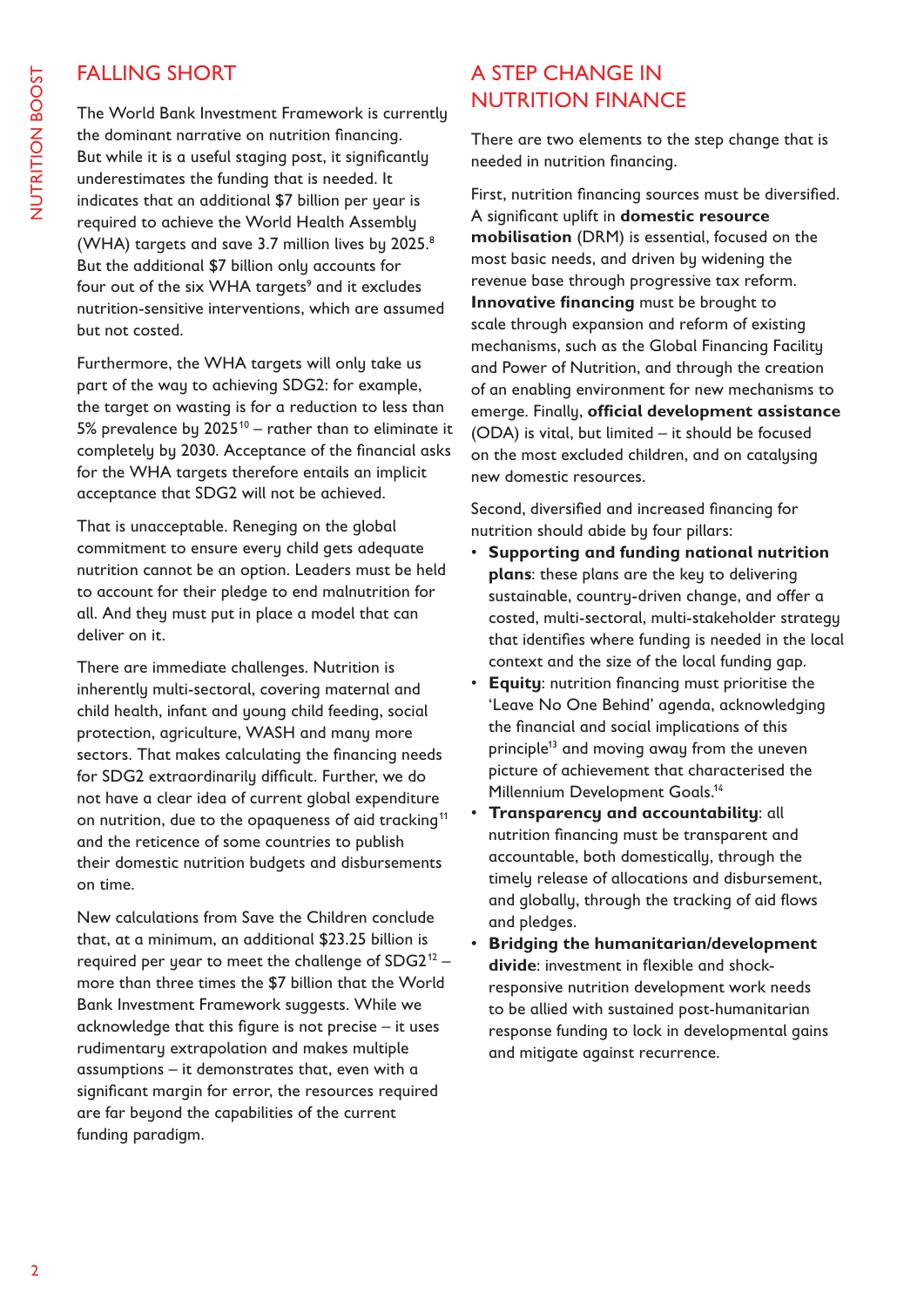## FALLING SHORT

The World Bank Investment Framework is currently the dominant narrative on nutrition financing. But while it is a useful staging post, it significantly underestimates the funding that is needed. It indicates that an additional $7 billion per year is required to achieve the World Health Assembly (WHA) targets and save 3.7 million lives by 2025.[8] But the additional $7 billion only accounts for four out of the six WHA targets[9] and it excludes nutrition-sensitive interventions, which are assumed but not costed.

Furthermore, the WHA targets will only take us part of the way to achieving SDG2: for example, the target on wasting is for a reduction to less than 5% prevalence by 2025[10] – rather than to eliminate it completely by 2030. Acceptance of the financial asks for the WHA targets therefore entails an implicit acceptance that SDG2 will not be achieved.

That is unacceptable. Reneging on the global commitment to ensure every child gets adequate nutrition cannot be an option. Leaders must be held to account for their pledge to end malnutrition for all. And they must put in place a model that can deliver on it.

There are immediate challenges. Nutrition is inherently multi-sectoral, covering maternal and child health, infant and young child feeding, social protection, agriculture, WASH and many more sectors. That makes calculating the financing needs for SDG2 extraordinarily difficult. Further, we do not have a clear idea of current global expenditure on nutrition, due to the opaqueness of aid tracking[11] and the reticence of some countries to publish their domestic nutrition budgets and disbursements on time.

New calculations from Save the Children conclude that, at a minimum, an additional $23.25 billion is required per year to meet the challenge of SDG2[12] – more than three times the $7 billion that the World Bank Investment Framework suggests. While we acknowledge that this figure is not precise – it uses rudimentary extrapolation and makes multiple assumptions – it demonstrates that, even with a significant margin for error, the resources required are far beyond the capabilities of the current funding paradigm.

## A STEP CHANGE IN NUTRITION FINANCE

There are two elements to the step change that is needed in nutrition financing.

First, nutrition financing sources must be diversified. A significant uplift in **domestic resource mobilisation** (DRM) is essential, focused on the most basic needs, and driven by widening the revenue base through progressive tax reform. **Innovative financing** must be brought to scale through expansion and reform of existing mechanisms, such as the Global Financing Facility and Power of Nutrition, and through the creation of an enabling environment for new mechanisms to emerge. Finally, **official development assistance** (ODA) is vital, but limited – it should be focused on the most excluded children, and on catalysing new domestic resources.

Second, diversified and increased financing for nutrition should abide by four pillars:

- **Supporting and funding national nutrition plans**: these plans are the key to delivering sustainable, country-driven change, and offer a costed, multi-sectoral, multi-stakeholder strategy that identifies where funding is needed in the local context and the size of the local funding gap.
- **Equity**: nutrition financing must prioritise the 'Leave No One Behind' agenda, acknowledging the financial and social implications of this principle[13] and moving away from the uneven picture of achievement that characterised the Millennium Development Goals.[14]
- **Transparency and accountability**: all nutrition financing must be transparent and accountable, both domestically, through the timely release of allocations and disbursement, and globally, through the tracking of aid flows and pledges.
- **Bridging the humanitarian/development divide**: investment in flexible and shock-responsive nutrition development work needs to be allied with sustained post-humanitarian response funding to lock in developmental gains and mitigate against recurrence.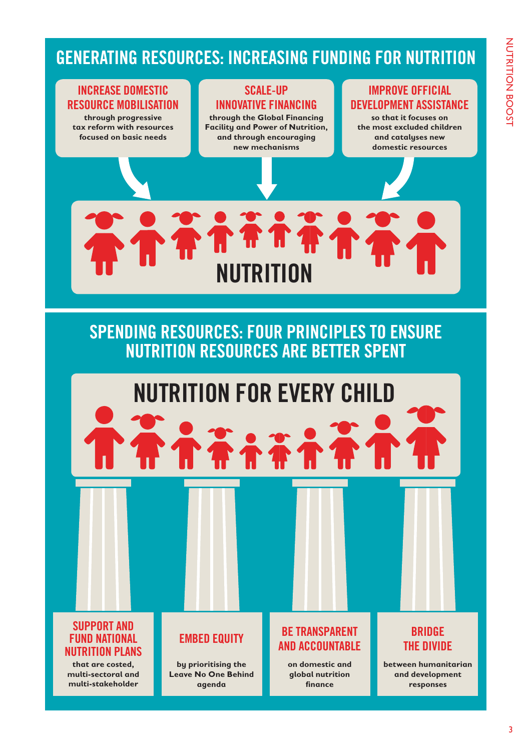## GENERATING RESOURCES: INCREASING FUNDING FOR NUTRITION

### INCREASE DOMESTIC RESOURCE MOBILISATION

**through progressive tax reform with resources focused on basic needs**

### SCALE-UP INNOVATIVE FINANCING

**through the Global Financing Facility and Power of Nutrition, and through encouraging new mechanisms**

### IMPROVE OFFICIAL DEVELOPMENT ASSISTANCE

**so that it focuses on the most excluded children and catalyses new domestic resources**

### NUTRITION

## SPENDING RESOURCES: FOUR PRINCIPLES TO ENSURE NUTRITION RESOURCES ARE BETTER SPENT

### NUTRITION FOR EVERY CHILD

### SUPPORT AND FUND NATIONAL NUTRITION PLANS

**that are costed, multi-sectoral and multi-stakeholder**

### EMBED EQUITY

**by prioritising the Leave No One Behind agenda**

### BE TRANSPARENT AND ACCOUNTABLE

**on domestic and global nutrition finance**

### BRIDGE THE DIVIDE

**between humanitarian and development responses**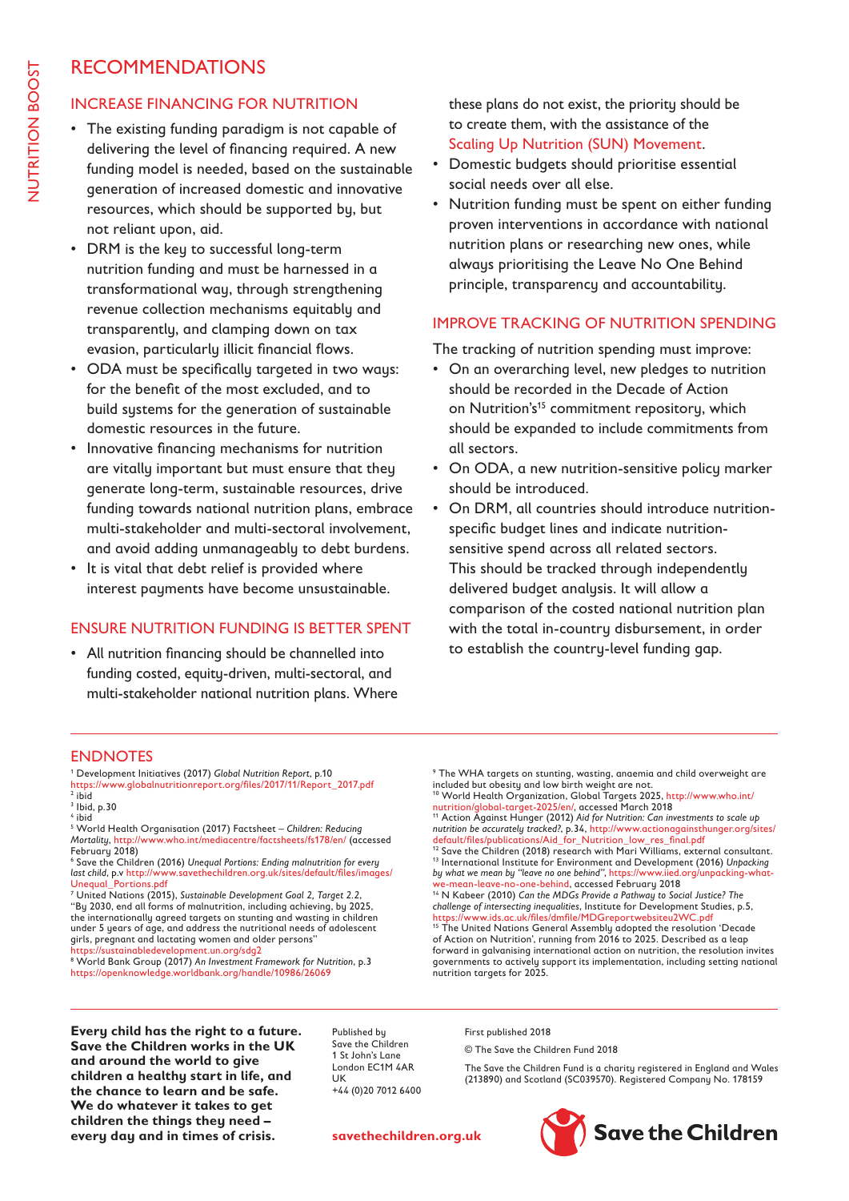# RECOMMENDATIONS

## INCREASE FINANCING FOR NUTRITION

- The existing funding paradigm is not capable of delivering the level of financing required. A new funding model is needed, based on the sustainable generation of increased domestic and innovative resources, which should be supported by, but not reliant upon, aid.
- DRM is the key to successful long-term nutrition funding and must be harnessed in a transformational way, through strengthening revenue collection mechanisms equitably and transparently, and clamping down on tax evasion, particularly illicit financial flows.
- ODA must be specifically targeted in two ways: for the benefit of the most excluded, and to build systems for the generation of sustainable domestic resources in the future.
- Innovative financing mechanisms for nutrition are vitally important but must ensure that they generate long-term, sustainable resources, drive funding towards national nutrition plans, embrace multi-stakeholder and multi-sectoral involvement, and avoid adding unmanageably to debt burdens.
- It is vital that debt relief is provided where interest payments have become unsustainable.

## ENSURE NUTRITION FUNDING IS BETTER SPENT

- All nutrition financing should be channelled into funding costed, equity-driven, multi-sectoral, and multi-stakeholder national nutrition plans. Where these plans do not exist, the priority should be to create them, with the assistance of the Scaling Up Nutrition (SUN) Movement.
- Domestic budgets should prioritise essential social needs over all else.
- Nutrition funding must be spent on either funding proven interventions in accordance with national nutrition plans or researching new ones, while always prioritising the Leave No One Behind principle, transparency and accountability.

## IMPROVE TRACKING OF NUTRITION SPENDING

The tracking of nutrition spending must improve:

- On an overarching level, new pledges to nutrition should be recorded in the Decade of Action on Nutrition's[15] commitment repository, which should be expanded to include commitments from all sectors.
- On ODA, a new nutrition-sensitive policy marker should be introduced.
- On DRM, all countries should introduce nutrition-specific budget lines and indicate nutrition-sensitive spend across all related sectors. This should be tracked through independently delivered budget analysis. It will allow a comparison of the costed national nutrition plan with the total in-country disbursement, in order to establish the country-level funding gap.

## ENDNOTES

[1] Development Initiatives (2017) *Global Nutrition Report*, p.10 https://www.globalnutritionreport.org/files/2017/11/Report_2017.pdf

[2] ibid

[3] Ibid, p.30

[4] ibid

[5] World Health Organisation (2017) Factsheet – *Children: Reducing Mortality*, http://www.who.int/mediacentre/factsheets/fs178/en/ (accessed February 2018)

[6] Save the Children (2016) *Unequal Portions: Ending malnutrition for every last child*, p.v http://www.savethechildren.org.uk/sites/default/files/images/Unequal_Portions.pdf

[7] United Nations (2015), *Sustainable Development Goal 2, Target 2.2*, "By 2030, end all forms of malnutrition, including achieving, by 2025, the internationally agreed targets on stunting and wasting in children under 5 years of age, and address the nutritional needs of adolescent girls, pregnant and lactating women and older persons" https://sustainabledevelopment.un.org/sdg2

[8] World Bank Group (2017) *An Investment Framework for Nutrition*, p.3 https://openknowledge.worldbank.org/handle/10986/26069

[9] The WHA targets on stunting, wasting, anaemia and child overweight are included but obesity and low birth weight are not.

[10] World Health Organization, Global Targets 2025, http://www.who.int/nutrition/global-target-2025/en/, accessed March 2018

[11] Action Against Hunger (2012) *Aid for Nutrition: Can investments to scale up nutrition be accurately tracked?*, p.34, http://www.actionagainsthunger.org/sites/default/files/publications/Aid_for_Nutrition_low_res_final.pdf

[12] Save the Children (2018) research with Mari Williams, external consultant.

[13] International Institute for Environment and Development (2016) *Unpacking by what we mean by "leave no one behind"*, https://www.iied.org/unpacking-what-we-mean-leave-no-one-behind, accessed February 2018

[14] N Kabeer (2010) *Can the MDGs Provide a Pathway to Social Justice? The challenge of intersecting inequalities*, Institute for Development Studies, p.5, https://www.ids.ac.uk/files/dmfile/MDGreportwebsiteu2WC.pdf

[15] The United Nations General Assembly adopted the resolution 'Decade of Action on Nutrition', running from 2016 to 2025. Described as a leap forward in galvanising international action on nutrition, the resolution invites governments to actively support its implementation, including setting national nutrition targets for 2025.

**Every child has the right to a future. Save the Children works in the UK and around the world to give children a healthy start in life, and the chance to learn and be safe. We do whatever it takes to get children the things they need – every day and in times of crisis.**

Published by
Save the Children
1 St John's Lane
London EC1M 4AR
UK
+44 (0)20 7012 6400

**savethechildren.org.uk**

First published 2018

© The Save the Children Fund 2018

The Save the Children Fund is a charity registered in England and Wales (213890) and Scotland (SC039570). Registered Company No. 178159

Save the Children